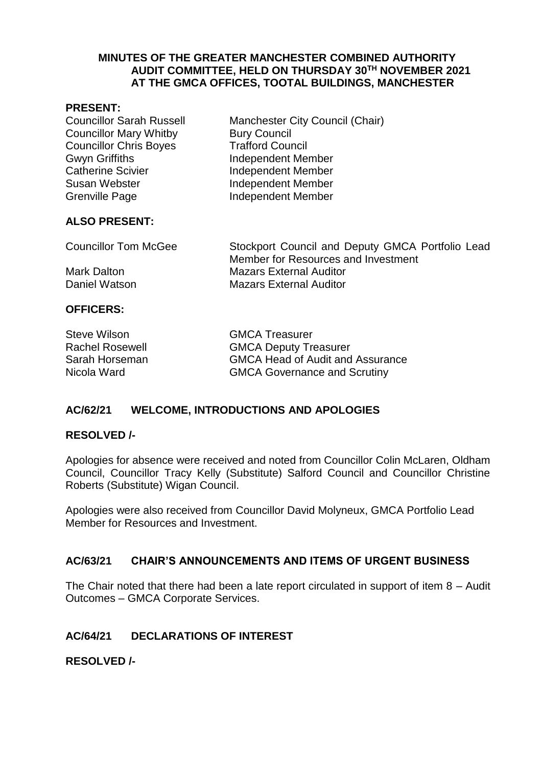**MINUTES OF THE GREATER MANCHESTER COMBINED AUTHORITY AUDIT COMMITTEE, HELD ON THURSDAY 30TH NOVEMBER 2021 AT THE GMCA OFFICES, TOOTAL BUILDINGS, MANCHESTER**

**PRESENT:**

| | |
|---|---|
| Councillor Sarah Russell | Manchester City Council (Chair) |
| Councillor Mary Whitby | Bury Council |
| Councillor Chris Boyes | Trafford Council |
| Gwyn Griffiths | Independent Member |
| Catherine Scivier | Independent Member |
| Susan Webster | Independent Member |
| Grenville Page | Independent Member |

**ALSO PRESENT:**

| | |
|---|---|
| Councillor Tom McGee | Stockport Council and Deputy GMCA Portfolio Lead Member for Resources and Investment |
| Mark Dalton | Mazars External Auditor |
| Daniel Watson | Mazars External Auditor |

**OFFICERS:**

| | |
|---|---|
| Steve Wilson | GMCA Treasurer |
| Rachel Rosewell | GMCA Deputy Treasurer |
| Sarah Horseman | GMCA Head of Audit and Assurance |
| Nicola Ward | GMCA Governance and Scrutiny |

## AC/62/21 WELCOME, INTRODUCTIONS AND APOLOGIES

**RESOLVED /-**

Apologies for absence were received and noted from Councillor Colin McLaren, Oldham Council, Councillor Tracy Kelly (Substitute) Salford Council and Councillor Christine Roberts (Substitute) Wigan Council.

Apologies were also received from Councillor David Molyneux, GMCA Portfolio Lead Member for Resources and Investment.

## AC/63/21 CHAIR'S ANNOUNCEMENTS AND ITEMS OF URGENT BUSINESS

The Chair noted that there had been a late report circulated in support of item 8 – Audit Outcomes – GMCA Corporate Services.

## AC/64/21 DECLARATIONS OF INTEREST

**RESOLVED /-**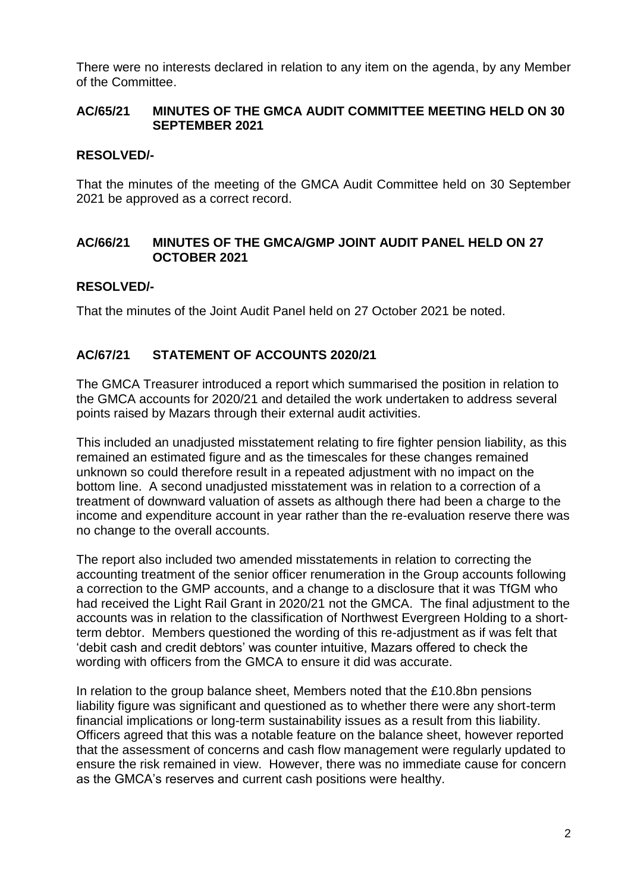There were no interests declared in relation to any item on the agenda, by any Member of the Committee.

## AC/65/21 MINUTES OF THE GMCA AUDIT COMMITTEE MEETING HELD ON 30 SEPTEMBER 2021

**RESOLVED/-**

That the minutes of the meeting of the GMCA Audit Committee held on 30 September 2021 be approved as a correct record.

## AC/66/21 MINUTES OF THE GMCA/GMP JOINT AUDIT PANEL HELD ON 27 OCTOBER 2021

**RESOLVED/-**

That the minutes of the Joint Audit Panel held on 27 October 2021 be noted.

## AC/67/21 STATEMENT OF ACCOUNTS 2020/21

The GMCA Treasurer introduced a report which summarised the position in relation to the GMCA accounts for 2020/21 and detailed the work undertaken to address several points raised by Mazars through their external audit activities.

This included an unadjusted misstatement relating to fire fighter pension liability, as this remained an estimated figure and as the timescales for these changes remained unknown so could therefore result in a repeated adjustment with no impact on the bottom line. A second unadjusted misstatement was in relation to a correction of a treatment of downward valuation of assets as although there had been a charge to the income and expenditure account in year rather than the re-evaluation reserve there was no change to the overall accounts.

The report also included two amended misstatements in relation to correcting the accounting treatment of the senior officer renumeration in the Group accounts following a correction to the GMP accounts, and a change to a disclosure that it was TfGM who had received the Light Rail Grant in 2020/21 not the GMCA. The final adjustment to the accounts was in relation to the classification of Northwest Evergreen Holding to a short-term debtor. Members questioned the wording of this re-adjustment as if was felt that 'debit cash and credit debtors' was counter intuitive, Mazars offered to check the wording with officers from the GMCA to ensure it did was accurate.

In relation to the group balance sheet, Members noted that the £10.8bn pensions liability figure was significant and questioned as to whether there were any short-term financial implications or long-term sustainability issues as a result from this liability. Officers agreed that this was a notable feature on the balance sheet, however reported that the assessment of concerns and cash flow management were regularly updated to ensure the risk remained in view. However, there was no immediate cause for concern as the GMCA's reserves and current cash positions were healthy.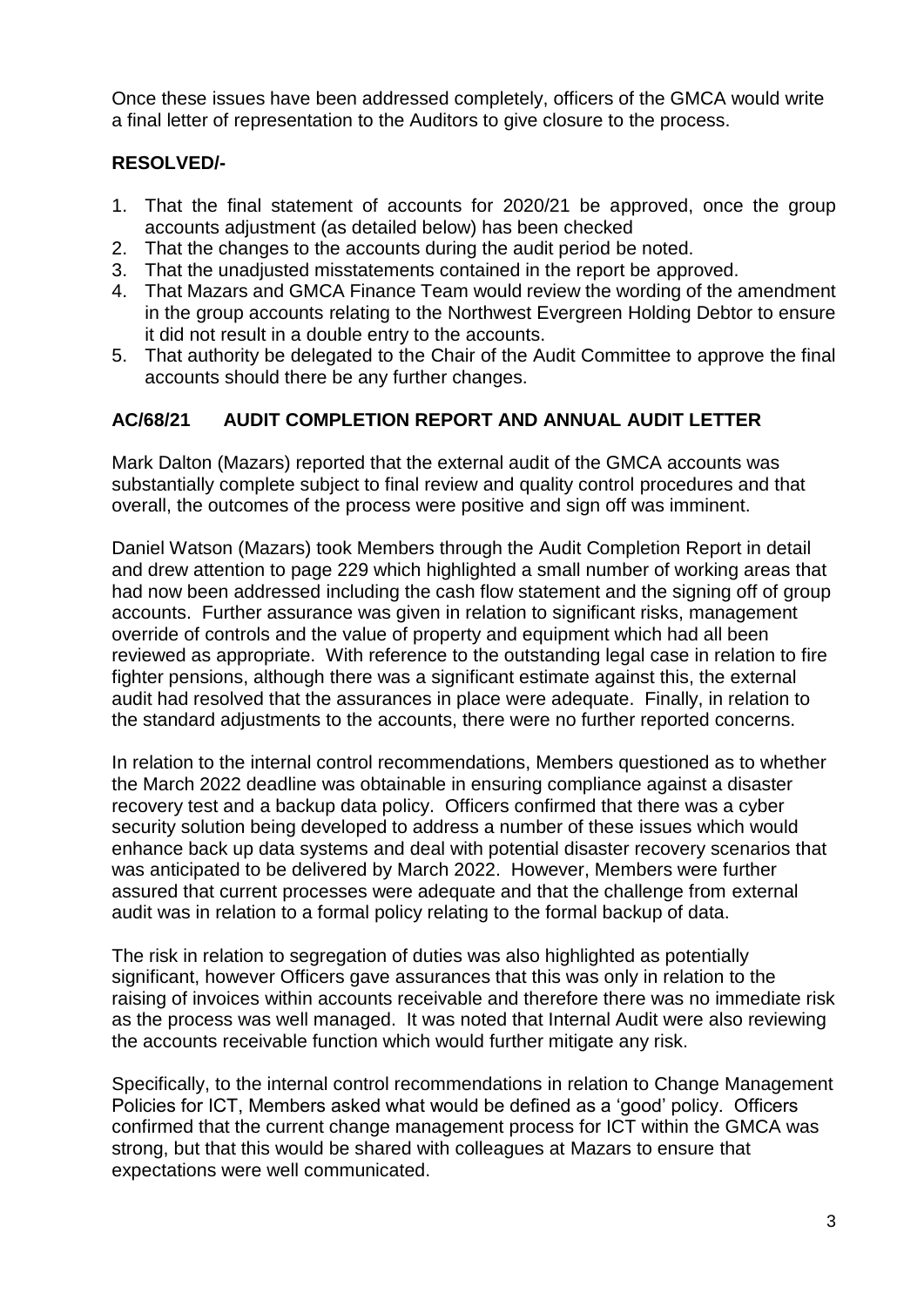Once these issues have been addressed completely, officers of the GMCA would write a final letter of representation to the Auditors to give closure to the process.

**RESOLVED/-**

1. That the final statement of accounts for 2020/21 be approved, once the group accounts adjustment (as detailed below) has been checked
2. That the changes to the accounts during the audit period be noted.
3. That the unadjusted misstatements contained in the report be approved.
4. That Mazars and GMCA Finance Team would review the wording of the amendment in the group accounts relating to the Northwest Evergreen Holding Debtor to ensure it did not result in a double entry to the accounts.
5. That authority be delegated to the Chair of the Audit Committee to approve the final accounts should there be any further changes.

## AC/68/21 AUDIT COMPLETION REPORT AND ANNUAL AUDIT LETTER

Mark Dalton (Mazars) reported that the external audit of the GMCA accounts was substantially complete subject to final review and quality control procedures and that overall, the outcomes of the process were positive and sign off was imminent.

Daniel Watson (Mazars) took Members through the Audit Completion Report in detail and drew attention to page 229 which highlighted a small number of working areas that had now been addressed including the cash flow statement and the signing off of group accounts. Further assurance was given in relation to significant risks, management override of controls and the value of property and equipment which had all been reviewed as appropriate. With reference to the outstanding legal case in relation to fire fighter pensions, although there was a significant estimate against this, the external audit had resolved that the assurances in place were adequate. Finally, in relation to the standard adjustments to the accounts, there were no further reported concerns.

In relation to the internal control recommendations, Members questioned as to whether the March 2022 deadline was obtainable in ensuring compliance against a disaster recovery test and a backup data policy. Officers confirmed that there was a cyber security solution being developed to address a number of these issues which would enhance back up data systems and deal with potential disaster recovery scenarios that was anticipated to be delivered by March 2022. However, Members were further assured that current processes were adequate and that the challenge from external audit was in relation to a formal policy relating to the formal backup of data.

The risk in relation to segregation of duties was also highlighted as potentially significant, however Officers gave assurances that this was only in relation to the raising of invoices within accounts receivable and therefore there was no immediate risk as the process was well managed. It was noted that Internal Audit were also reviewing the accounts receivable function which would further mitigate any risk.

Specifically, to the internal control recommendations in relation to Change Management Policies for ICT, Members asked what would be defined as a 'good' policy. Officers confirmed that the current change management process for ICT within the GMCA was strong, but that this would be shared with colleagues at Mazars to ensure that expectations were well communicated.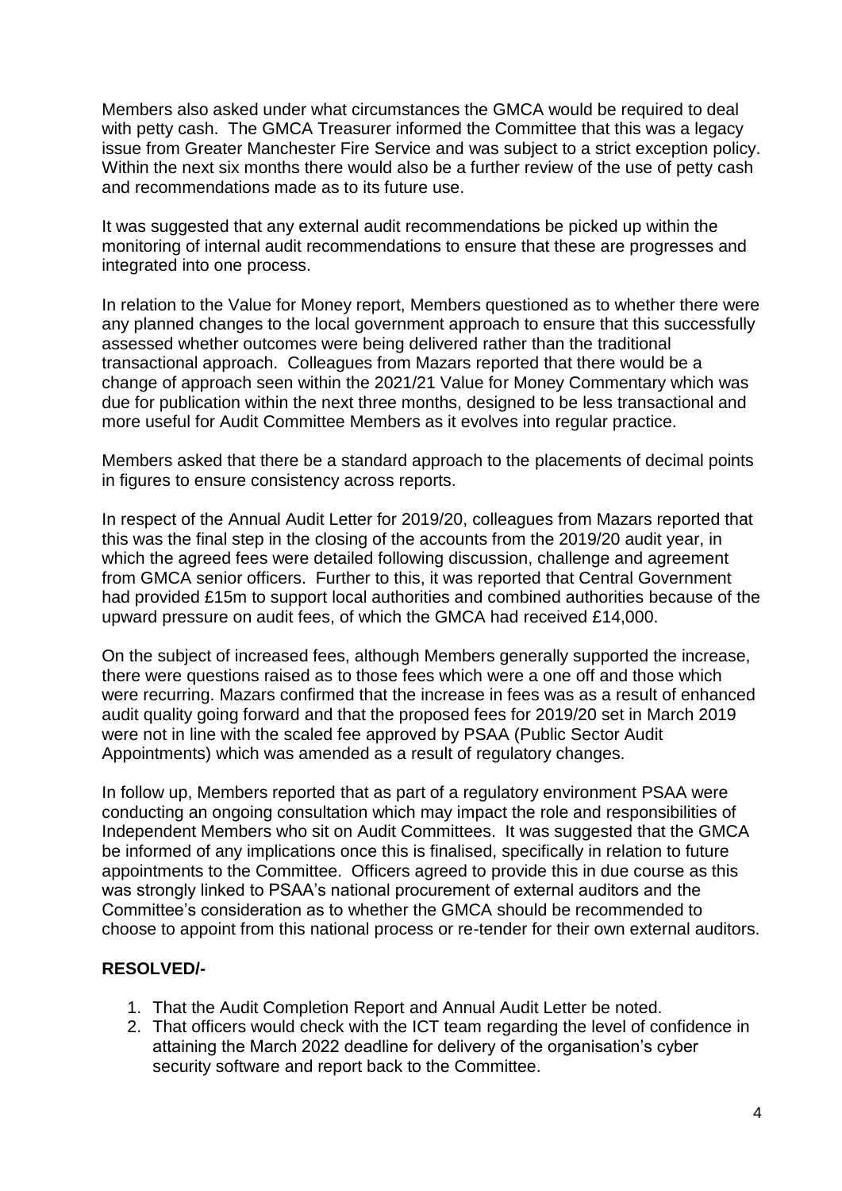Members also asked under what circumstances the GMCA would be required to deal with petty cash. The GMCA Treasurer informed the Committee that this was a legacy issue from Greater Manchester Fire Service and was subject to a strict exception policy. Within the next six months there would also be a further review of the use of petty cash and recommendations made as to its future use.

It was suggested that any external audit recommendations be picked up within the monitoring of internal audit recommendations to ensure that these are progresses and integrated into one process.

In relation to the Value for Money report, Members questioned as to whether there were any planned changes to the local government approach to ensure that this successfully assessed whether outcomes were being delivered rather than the traditional transactional approach. Colleagues from Mazars reported that there would be a change of approach seen within the 2021/21 Value for Money Commentary which was due for publication within the next three months, designed to be less transactional and more useful for Audit Committee Members as it evolves into regular practice.

Members asked that there be a standard approach to the placements of decimal points in figures to ensure consistency across reports.

In respect of the Annual Audit Letter for 2019/20, colleagues from Mazars reported that this was the final step in the closing of the accounts from the 2019/20 audit year, in which the agreed fees were detailed following discussion, challenge and agreement from GMCA senior officers. Further to this, it was reported that Central Government had provided £15m to support local authorities and combined authorities because of the upward pressure on audit fees, of which the GMCA had received £14,000.

On the subject of increased fees, although Members generally supported the increase, there were questions raised as to those fees which were a one off and those which were recurring. Mazars confirmed that the increase in fees was as a result of enhanced audit quality going forward and that the proposed fees for 2019/20 set in March 2019 were not in line with the scaled fee approved by PSAA (Public Sector Audit Appointments) which was amended as a result of regulatory changes.

In follow up, Members reported that as part of a regulatory environment PSAA were conducting an ongoing consultation which may impact the role and responsibilities of Independent Members who sit on Audit Committees. It was suggested that the GMCA be informed of any implications once this is finalised, specifically in relation to future appointments to the Committee. Officers agreed to provide this in due course as this was strongly linked to PSAA's national procurement of external auditors and the Committee's consideration as to whether the GMCA should be recommended to choose to appoint from this national process or re-tender for their own external auditors.

**RESOLVED/-**

1. That the Audit Completion Report and Annual Audit Letter be noted.
2. That officers would check with the ICT team regarding the level of confidence in attaining the March 2022 deadline for delivery of the organisation's cyber security software and report back to the Committee.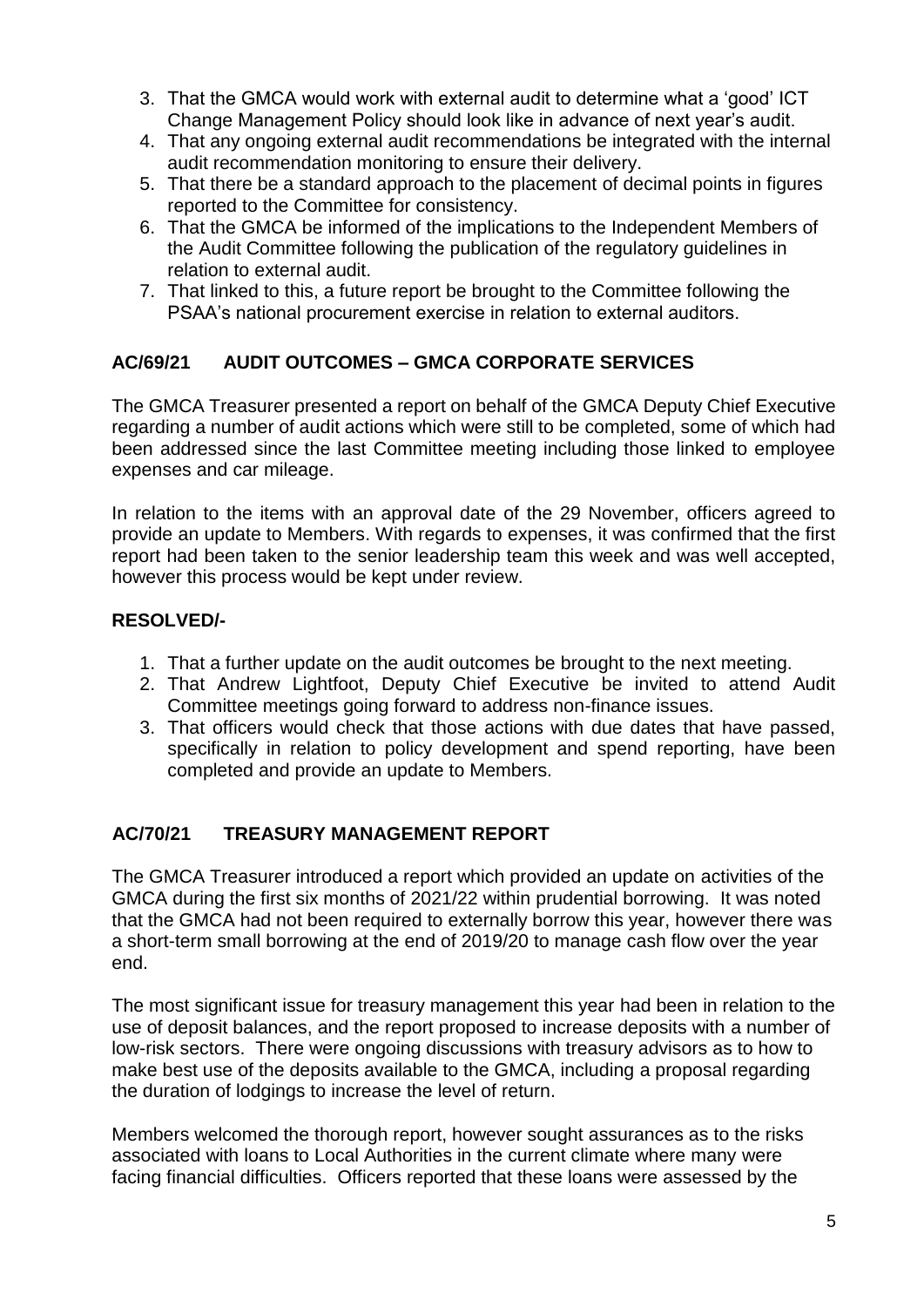3. That the GMCA would work with external audit to determine what a 'good' ICT Change Management Policy should look like in advance of next year's audit.
4. That any ongoing external audit recommendations be integrated with the internal audit recommendation monitoring to ensure their delivery.
5. That there be a standard approach to the placement of decimal points in figures reported to the Committee for consistency.
6. That the GMCA be informed of the implications to the Independent Members of the Audit Committee following the publication of the regulatory guidelines in relation to external audit.
7. That linked to this, a future report be brought to the Committee following the PSAA's national procurement exercise in relation to external auditors.

## AC/69/21 AUDIT OUTCOMES – GMCA CORPORATE SERVICES

The GMCA Treasurer presented a report on behalf of the GMCA Deputy Chief Executive regarding a number of audit actions which were still to be completed, some of which had been addressed since the last Committee meeting including those linked to employee expenses and car mileage.

In relation to the items with an approval date of the 29 November, officers agreed to provide an update to Members. With regards to expenses, it was confirmed that the first report had been taken to the senior leadership team this week and was well accepted, however this process would be kept under review.

**RESOLVED/-**

1. That a further update on the audit outcomes be brought to the next meeting.
2. That Andrew Lightfoot, Deputy Chief Executive be invited to attend Audit Committee meetings going forward to address non-finance issues.
3. That officers would check that those actions with due dates that have passed, specifically in relation to policy development and spend reporting, have been completed and provide an update to Members.

## AC/70/21 TREASURY MANAGEMENT REPORT

The GMCA Treasurer introduced a report which provided an update on activities of the GMCA during the first six months of 2021/22 within prudential borrowing. It was noted that the GMCA had not been required to externally borrow this year, however there was a short-term small borrowing at the end of 2019/20 to manage cash flow over the year end.

The most significant issue for treasury management this year had been in relation to the use of deposit balances, and the report proposed to increase deposits with a number of low-risk sectors. There were ongoing discussions with treasury advisors as to how to make best use of the deposits available to the GMCA, including a proposal regarding the duration of lodgings to increase the level of return.

Members welcomed the thorough report, however sought assurances as to the risks associated with loans to Local Authorities in the current climate where many were facing financial difficulties. Officers reported that these loans were assessed by the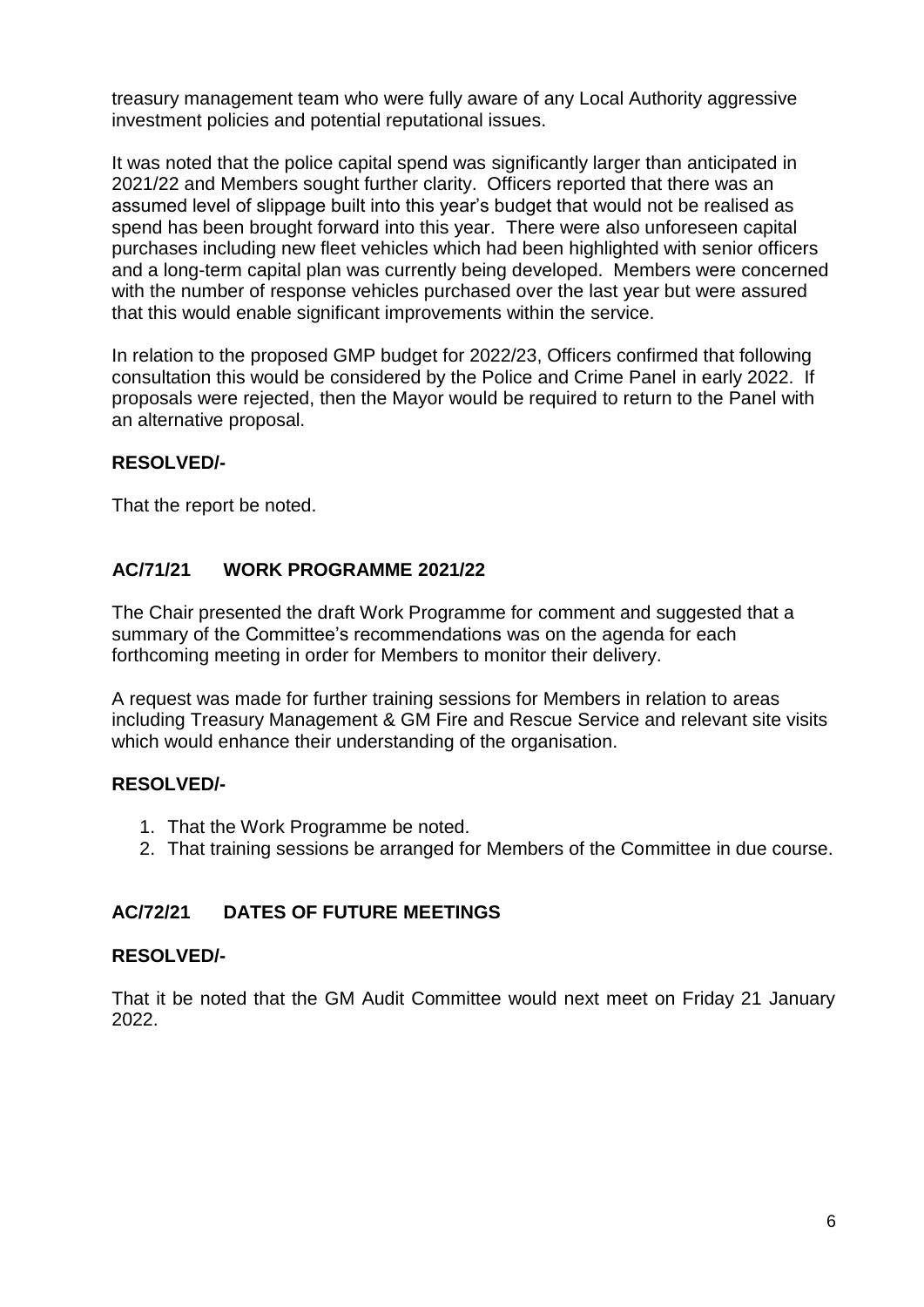treasury management team who were fully aware of any Local Authority aggressive investment policies and potential reputational issues.

It was noted that the police capital spend was significantly larger than anticipated in 2021/22 and Members sought further clarity. Officers reported that there was an assumed level of slippage built into this year's budget that would not be realised as spend has been brought forward into this year. There were also unforeseen capital purchases including new fleet vehicles which had been highlighted with senior officers and a long-term capital plan was currently being developed. Members were concerned with the number of response vehicles purchased over the last year but were assured that this would enable significant improvements within the service.

In relation to the proposed GMP budget for 2022/23, Officers confirmed that following consultation this would be considered by the Police and Crime Panel in early 2022. If proposals were rejected, then the Mayor would be required to return to the Panel with an alternative proposal.

**RESOLVED/-**

That the report be noted.

## AC/71/21 WORK PROGRAMME 2021/22

The Chair presented the draft Work Programme for comment and suggested that a summary of the Committee's recommendations was on the agenda for each forthcoming meeting in order for Members to monitor their delivery.

A request was made for further training sessions for Members in relation to areas including Treasury Management & GM Fire and Rescue Service and relevant site visits which would enhance their understanding of the organisation.

**RESOLVED/-**

1. That the Work Programme be noted.
2. That training sessions be arranged for Members of the Committee in due course.

## AC/72/21 DATES OF FUTURE MEETINGS

**RESOLVED/-**

That it be noted that the GM Audit Committee would next meet on Friday 21 January 2022.